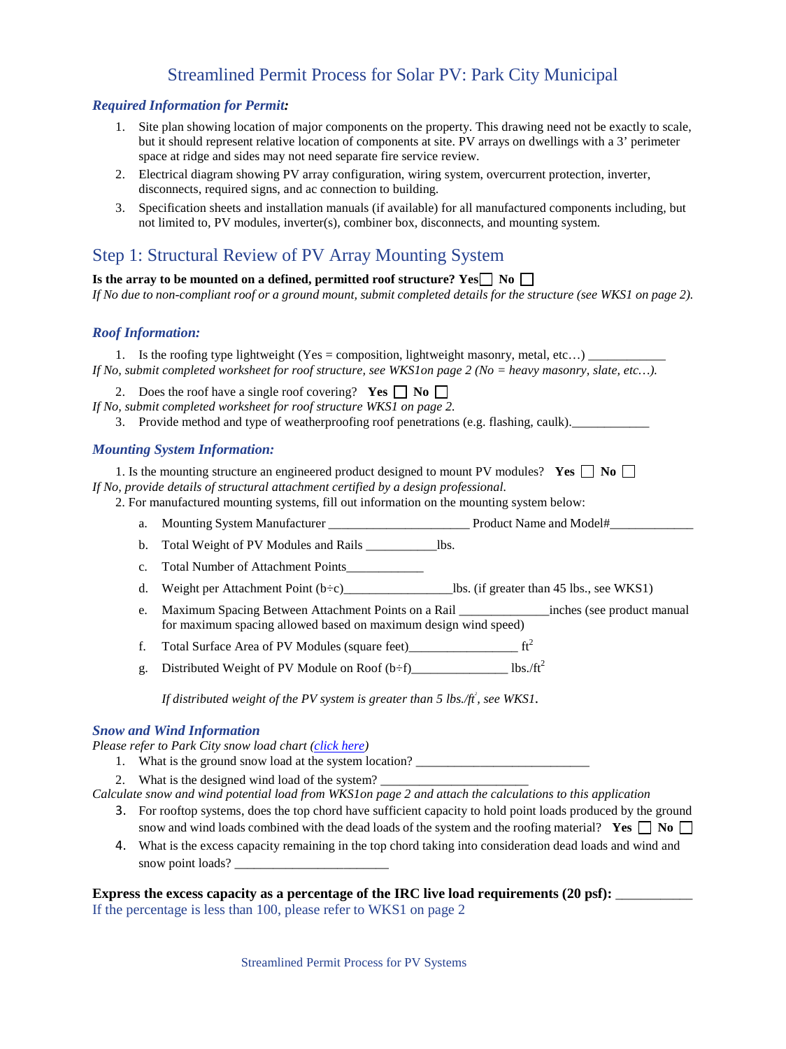# Streamlined Permit Process for Solar PV: Park City Municipal

***Required Information for Permit:***

1. Site plan showing location of major components on the property. This drawing need not be exactly to scale, but it should represent relative location of components at site. PV arrays on dwellings with a 3' perimeter space at ridge and sides may not need separate fire service review.
2. Electrical diagram showing PV array configuration, wiring system, overcurrent protection, inverter, disconnects, required signs, and ac connection to building.
3. Specification sheets and installation manuals (if available) for all manufactured components including, but not limited to, PV modules, inverter(s), combiner box, disconnects, and mounting system.

## Step 1: Structural Review of PV Array Mounting System

**Is the array to be mounted on a defined, permitted roof structure? Yes☐ No ☐**

*If No due to non-compliant roof or a ground mount, submit completed details for the structure (see WKS1 on page 2).*

### *Roof Information:*

1. Is the roofing type lightweight (Yes = composition, lightweight masonry, metal, etc…) ____________

*If No, submit completed worksheet for roof structure, see WKS1on page 2 (No = heavy masonry, slate, etc…).*

2. Does the roof have a single roof covering? **Yes** ☐ **No** ☐

*If No, submit completed worksheet for roof structure WKS1 on page 2.*

3. Provide method and type of weatherproofing roof penetrations (e.g. flashing, caulk).____________

### *Mounting System Information:*

1. Is the mounting structure an engineered product designed to mount PV modules? **Yes** ☐ **No** ☐

*If No, provide details of structural attachment certified by a design professional.*

2. For manufactured mounting systems, fill out information on the mounting system below:

   a. Mounting System Manufacturer _____________________ Product Name and Model#_____________
   
   b. Total Weight of PV Modules and Rails ___________lbs.
   
   c. Total Number of Attachment Points____________
   
   d. Weight per Attachment Point (b÷c)________________lbs. (if greater than 45 lbs., see WKS1)
   
   e. Maximum Spacing Between Attachment Points on a Rail ______________inches (see product manual for maximum spacing allowed based on maximum design wind speed)
   
   f. Total Surface Area of PV Modules (square feet)________________ $ft^2$
   
   g. Distributed Weight of PV Module on Roof (b÷f)______________ $lbs./ft^2$
   
   *If distributed weight of the PV system is greater than 5 $lbs./ft^2$, see WKS1.*

### *Snow and Wind Information*

*Please refer to Park City snow load chart (click here)*

1. What is the ground snow load at the system location? __________________________
2. What is the designed wind load of the system? ______________________

*Calculate snow and wind potential load from WKS1on page 2 and attach the calculations to this application*

3. For rooftop systems, does the top chord have sufficient capacity to hold point loads produced by the ground snow and wind loads combined with the dead loads of the system and the roofing material? **Yes** ☐ **No** ☐
4. What is the excess capacity remaining in the top chord taking into consideration dead loads and wind and snow point loads? _______________________

**Express the excess capacity as a percentage of the IRC live load requirements (20 psf):** ___________

If the percentage is less than 100, please refer to WKS1 on page 2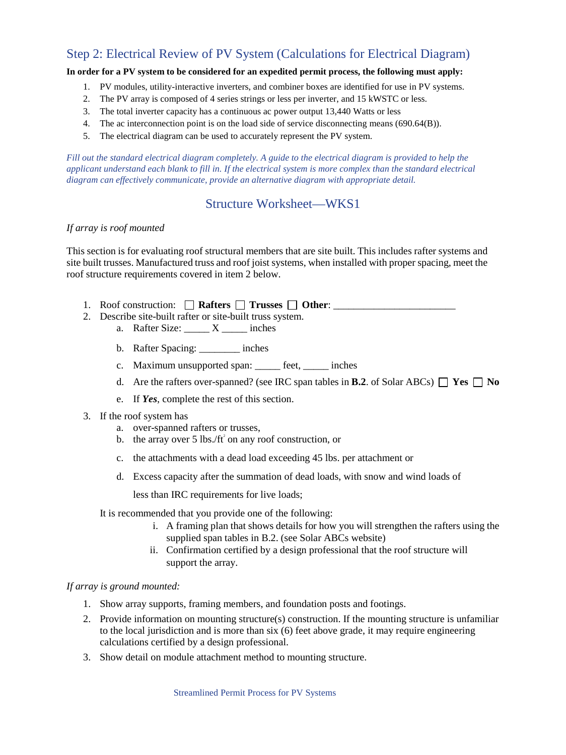## Step 2: Electrical Review of PV System (Calculations for Electrical Diagram)

**In order for a PV system to be considered for an expedited permit process, the following must apply:**

1. PV modules, utility-interactive inverters, and combiner boxes are identified for use in PV systems.
2. The PV array is composed of 4 series strings or less per inverter, and 15 kWSTC or less.
3. The total inverter capacity has a continuous ac power output 13,440 Watts or less
4. The ac interconnection point is on the load side of service disconnecting means (690.64(B)).
5. The electrical diagram can be used to accurately represent the PV system.

*Fill out the standard electrical diagram completely. A guide to the electrical diagram is provided to help the applicant understand each blank to fill in. If the electrical system is more complex than the standard electrical diagram can effectively communicate, provide an alternative diagram with appropriate detail.*

## Structure Worksheet—WKS1

*If array is roof mounted*

This section is for evaluating roof structural members that are site built. This includes rafter systems and site built trusses. Manufactured truss and roof joist systems, when installed with proper spacing, meet the roof structure requirements covered in item 2 below.

1. Roof construction: ☐ **Rafters** ☐ **Trusses** ☐ **Other**: ________________________
2. Describe site-built rafter or site-built truss system.
   a. Rafter Size: _____ X _____ inches
   b. Rafter Spacing: ________ inches
   c. Maximum unsupported span: _____ feet, _____ inches
   d. Are the rafters over-spanned? (see IRC span tables in **B.2**. of Solar ABCs) ☐ **Yes** ☐ **No**
   e. If ***Yes***, complete the rest of this section.
3. If the roof system has
   a. over-spanned rafters or trusses,
   b. the array over 5 lbs./ft$^2$ on any roof construction, or
   c. the attachments with a dead load exceeding 45 lbs. per attachment or
   d. Excess capacity after the summation of dead loads, with snow and wind loads of less than IRC requirements for live loads;

   It is recommended that you provide one of the following:
   i. A framing plan that shows details for how you will strengthen the rafters using the supplied span tables in B.2. (see Solar ABCs website)
   ii. Confirmation certified by a design professional that the roof structure will support the array.

*If array is ground mounted:*

1. Show array supports, framing members, and foundation posts and footings.
2. Provide information on mounting structure(s) construction. If the mounting structure is unfamiliar to the local jurisdiction and is more than six (6) feet above grade, it may require engineering calculations certified by a design professional.
3. Show detail on module attachment method to mounting structure.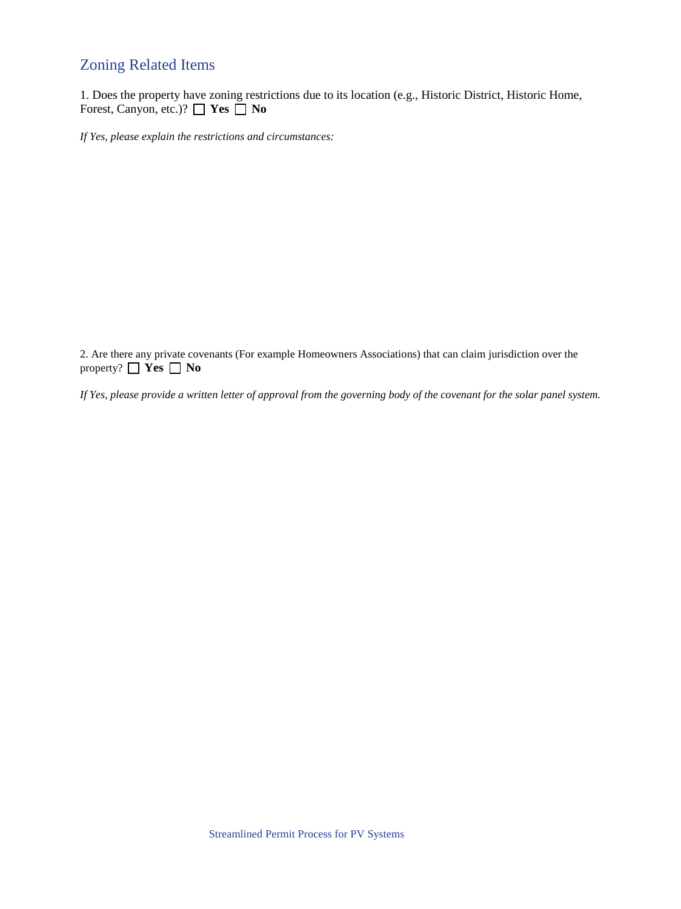## Zoning Related Items

1. Does the property have zoning restrictions due to its location (e.g., Historic District, Historic Home, Forest, Canyon, etc.)? ☐ **Yes** ☐ **No**

*If Yes, please explain the restrictions and circumstances:*

2. Are there any private covenants (For example Homeowners Associations) that can claim jurisdiction over the property? ☐ **Yes** ☐ **No**

*If Yes, please provide a written letter of approval from the governing body of the covenant for the solar panel system.*